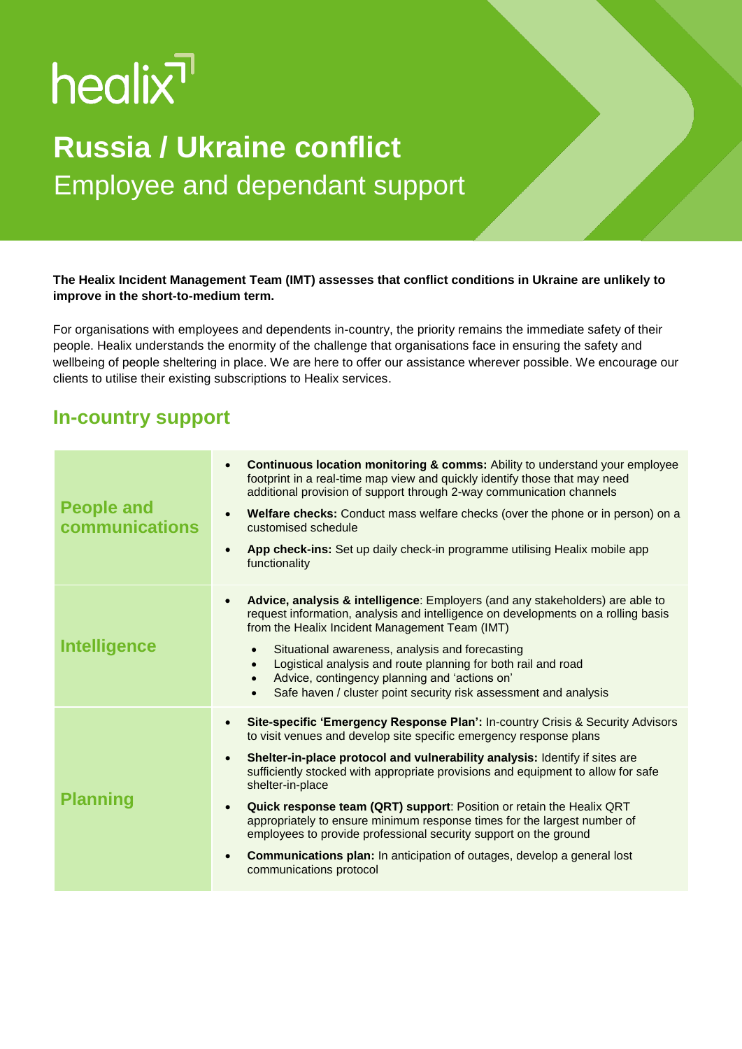healix

# Russia / Ukraine conflict

## Employee and dependant support

**The Healix Incident Management Team (IMT) assesses that conflict conditions in Ukraine are unlikely to improve in the short-to-medium term.**

For organisations with employees and dependents in-country, the priority remains the immediate safety of their people. Healix understands the enormity of the challenge that organisations face in ensuring the safety and wellbeing of people sheltering in place. We are here to offer our assistance wherever possible. We encourage our clients to utilise their existing subscriptions to Healix services.

## In-country support

| | |
|---|---|
| **People and communications** | • **Continuous location monitoring & comms:** Ability to understand your employee footprint in a real-time map view and quickly identify those that may need additional provision of support through 2-way communication channels<br>• **Welfare checks:** Conduct mass welfare checks (over the phone or in person) on a customised schedule<br>• **App check-ins:** Set up daily check-in programme utilising Healix mobile app functionality |
| **Intelligence** | • **Advice, analysis & intelligence**: Employers (and any stakeholders) are able to request information, analysis and intelligence on developments on a rolling basis from the Healix Incident Management Team (IMT)<br>  ◦ Situational awareness, analysis and forecasting<br>  ◦ Logistical analysis and route planning for both rail and road<br>  ◦ Advice, contingency planning and 'actions on'<br>  ◦ Safe haven / cluster point security risk assessment and analysis |
| **Planning** | • **Site-specific 'Emergency Response Plan':** In-country Crisis & Security Advisors to visit venues and develop site specific emergency response plans<br>• **Shelter-in-place protocol and vulnerability analysis:** Identify if sites are sufficiently stocked with appropriate provisions and equipment to allow for safe shelter-in-place<br>• **Quick response team (QRT) support**: Position or retain the Healix QRT appropriately to ensure minimum response times for the largest number of employees to provide professional security support on the ground<br>• **Communications plan:** In anticipation of outages, develop a general lost communications protocol |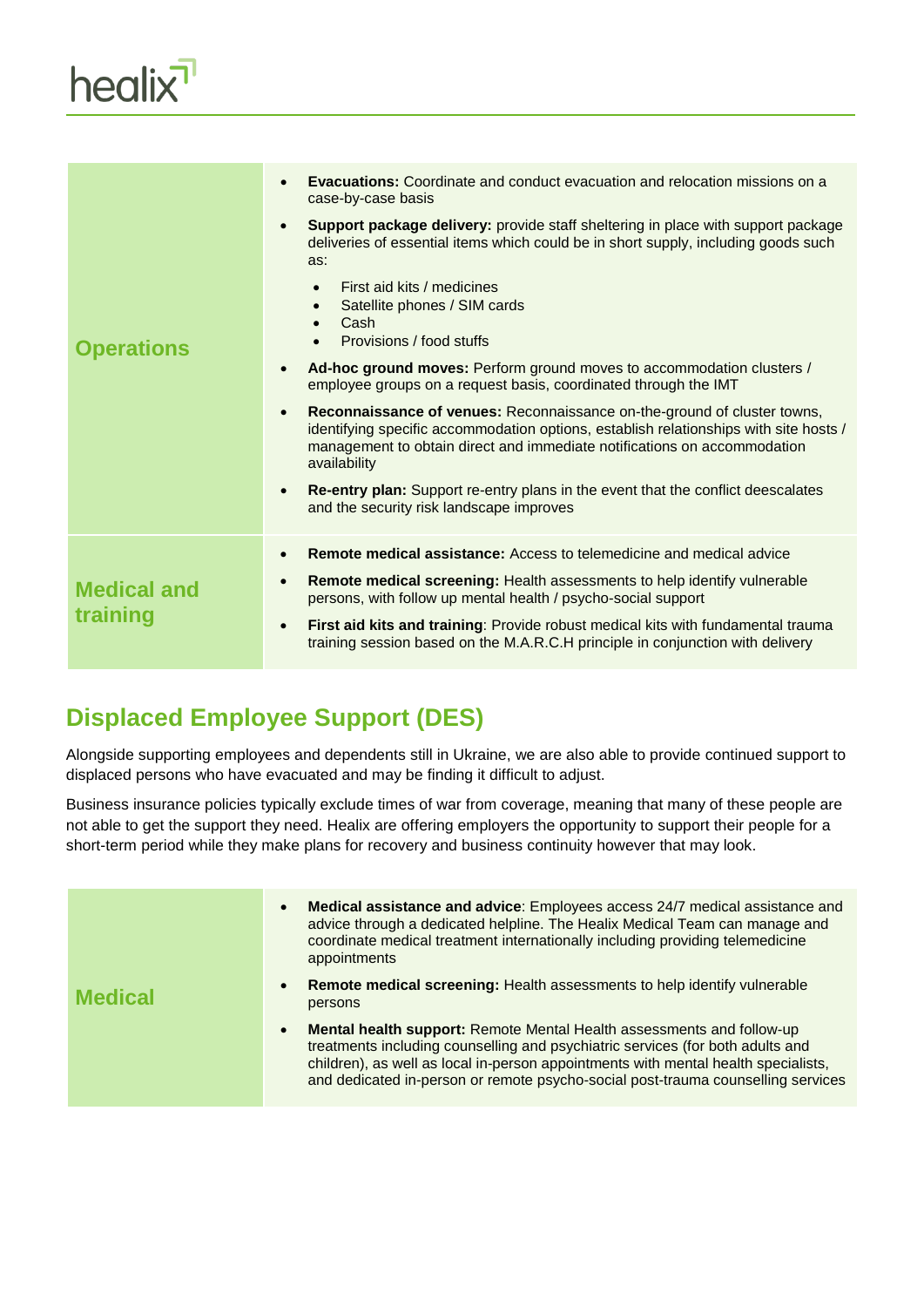| | |
|---|---|
| **Operations** | • **Evacuations:** Coordinate and conduct evacuation and relocation missions on a case-by-case basis<br>• **Support package delivery:** provide staff sheltering in place with support package deliveries of essential items which could be in short supply, including goods such as:<br>&nbsp;&nbsp;◦ First aid kits / medicines<br>&nbsp;&nbsp;◦ Satellite phones / SIM cards<br>&nbsp;&nbsp;◦ Cash<br>&nbsp;&nbsp;◦ Provisions / food stuffs<br>• **Ad-hoc ground moves:** Perform ground moves to accommodation clusters / employee groups on a request basis, coordinated through the IMT<br>• **Reconnaissance of venues:** Reconnaissance on-the-ground of cluster towns, identifying specific accommodation options, establish relationships with site hosts / management to obtain direct and immediate notifications on accommodation availability<br>• **Re-entry plan:** Support re-entry plans in the event that the conflict deescalates and the security risk landscape improves |
| **Medical and training** | • **Remote medical assistance:** Access to telemedicine and medical advice<br>• **Remote medical screening:** Health assessments to help identify vulnerable persons, with follow up mental health / psycho-social support<br>• **First aid kits and training**: Provide robust medical kits with fundamental trauma training session based on the M.A.R.C.H principle in conjunction with delivery |

## Displaced Employee Support (DES)

Alongside supporting employees and dependents still in Ukraine, we are also able to provide continued support to displaced persons who have evacuated and may be finding it difficult to adjust.

Business insurance policies typically exclude times of war from coverage, meaning that many of these people are not able to get the support they need. Healix are offering employers the opportunity to support their people for a short-term period while they make plans for recovery and business continuity however that may look.

| | |
|---|---|
| **Medical** | • **Medical assistance and advice**: Employees access 24/7 medical assistance and advice through a dedicated helpline. The Healix Medical Team can manage and coordinate medical treatment internationally including providing telemedicine appointments<br>• **Remote medical screening:** Health assessments to help identify vulnerable persons<br>• **Mental health support:** Remote Mental Health assessments and follow-up treatments including counselling and psychiatric services (for both adults and children), as well as local in-person appointments with mental health specialists, and dedicated in-person or remote psycho-social post-trauma counselling services |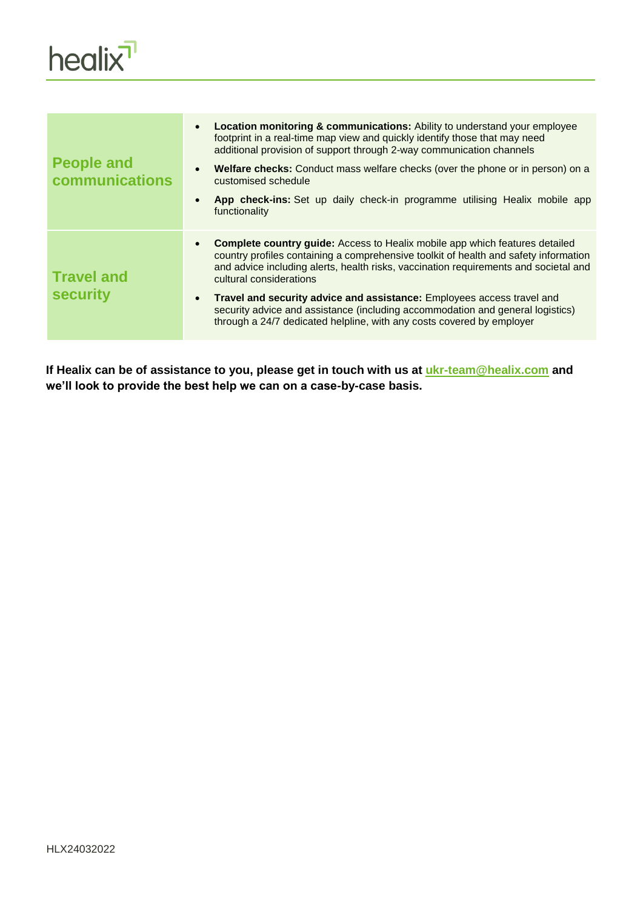| | |
|---|---|
| **People and communications** | • **Location monitoring & communications:** Ability to understand your employee footprint in a real-time map view and quickly identify those that may need additional provision of support through 2-way communication channels<br>• **Welfare checks:** Conduct mass welfare checks (over the phone or in person) on a customised schedule<br>• **App check-ins:** Set up daily check-in programme utilising Healix mobile app functionality |
| **Travel and security** | • **Complete country guide:** Access to Healix mobile app which features detailed country profiles containing a comprehensive toolkit of health and safety information and advice including alerts, health risks, vaccination requirements and societal and cultural considerations<br>• **Travel and security advice and assistance:** Employees access travel and security advice and assistance (including accommodation and general logistics) through a 24/7 dedicated helpline, with any costs covered by employer |

**If Healix can be of assistance to you, please get in touch with us at [ukr-team@healix.com](mailto:ukr-team@healix.com) and we'll look to provide the best help we can on a case-by-case basis.**

HLX24032022